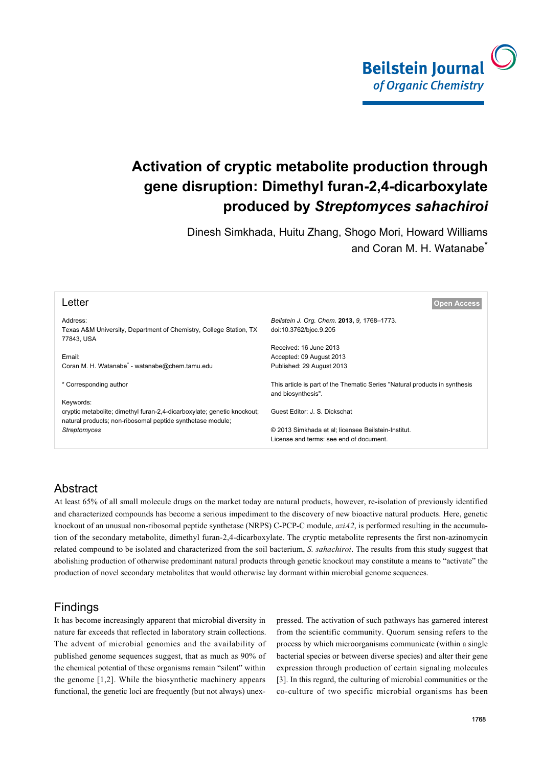# Activation of cryptic metabolite production through gene disruption: Dimethyl furan-2,4-dicarboxylate produced by *Streptomyces sahachiroi*

Dinesh Simkhada, Huitu Zhang, Shogo Mori, Howard Williams and Coran M. H. Watanabe*

**Letter**

**Open Access**

Address:
Texas A&M University, Department of Chemistry, College Station, TX 77843, USA

Email:
Coran M. H. Watanabe* - watanabe@chem.tamu.edu

* Corresponding author

Keywords:
cryptic metabolite; dimethyl furan-2,4-dicarboxylate; genetic knockout; natural products; non-ribosomal peptide synthetase module; *Streptomyces*

*Beilstein J. Org. Chem.* **2013,** *9,* 1768–1773.
doi:10.3762/bjoc.9.205

Received: 16 June 2013
Accepted: 09 August 2013
Published: 29 August 2013

This article is part of the Thematic Series "Natural products in synthesis and biosynthesis".

Guest Editor: J. S. Dickschat

© 2013 Simkhada et al; licensee Beilstein-Institut.
License and terms: see end of document.

## Abstract

At least 65% of all small molecule drugs on the market today are natural products, however, re-isolation of previously identified and characterized compounds has become a serious impediment to the discovery of new bioactive natural products. Here, genetic knockout of an unusual non-ribosomal peptide synthetase (NRPS) C-PCP-C module, *aziA2*, is performed resulting in the accumulation of the secondary metabolite, dimethyl furan-2,4-dicarboxylate. The cryptic metabolite represents the first non-azinomycin related compound to be isolated and characterized from the soil bacterium, *S. sahachiroi*. The results from this study suggest that abolishing production of otherwise predominant natural products through genetic knockout may constitute a means to "activate" the production of novel secondary metabolites that would otherwise lay dormant within microbial genome sequences.

## Findings

It has become increasingly apparent that microbial diversity in nature far exceeds that reflected in laboratory strain collections. The advent of microbial genomics and the availability of published genome sequences suggest, that as much as 90% of the chemical potential of these organisms remain "silent" within the genome [1,2]. While the biosynthetic machinery appears functional, the genetic loci are frequently (but not always) unexpressed. The activation of such pathways has garnered interest from the scientific community. Quorum sensing refers to the process by which microorganisms communicate (within a single bacterial species or between diverse species) and alter their gene expression through production of certain signaling molecules [3]. In this regard, the culturing of microbial communities or the co-culture of two specific microbial organisms has been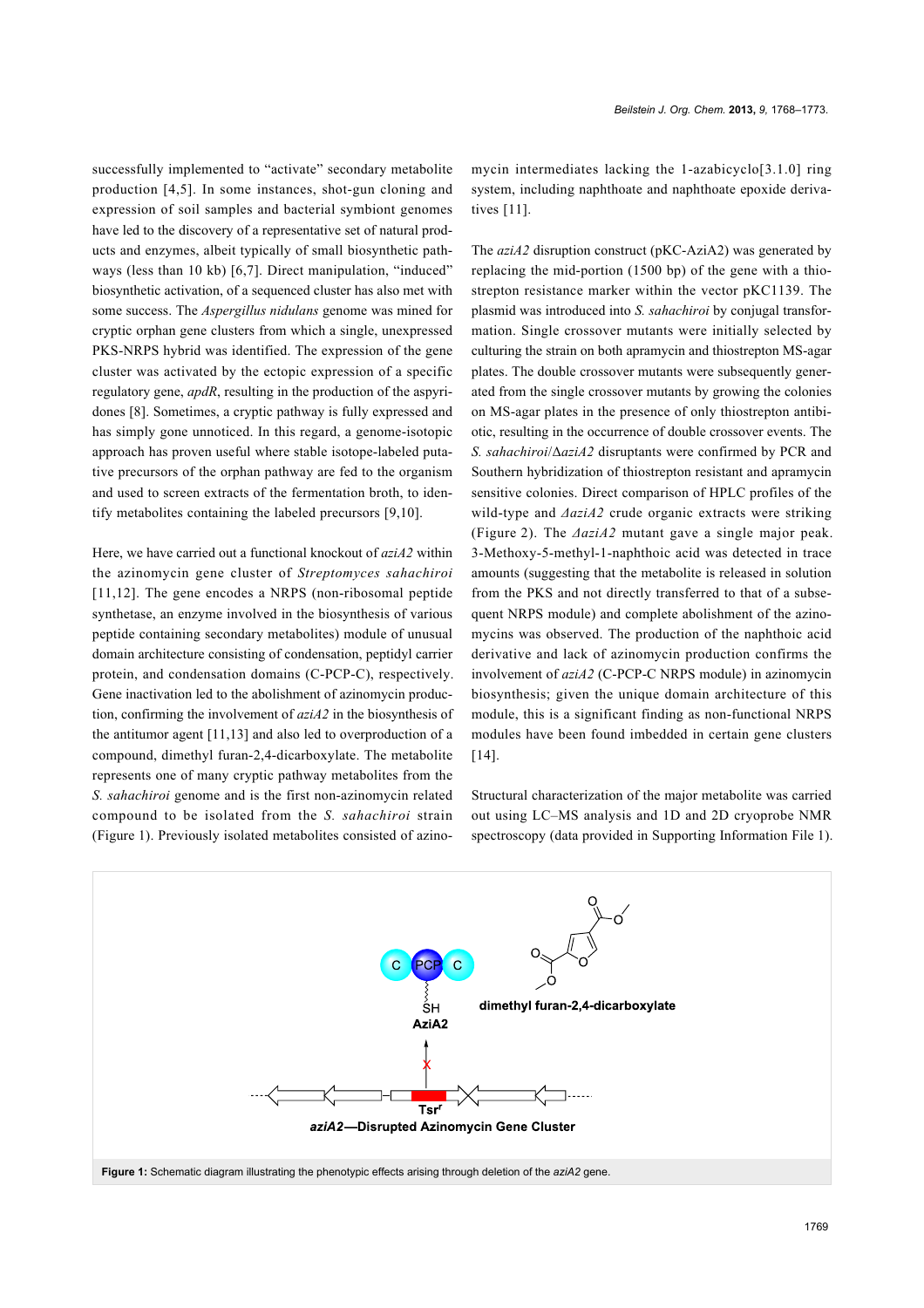successfully implemented to "activate" secondary metabolite production [4,5]. In some instances, shot-gun cloning and expression of soil samples and bacterial symbiont genomes have led to the discovery of a representative set of natural products and enzymes, albeit typically of small biosynthetic pathways (less than 10 kb) [6,7]. Direct manipulation, "induced" biosynthetic activation, of a sequenced cluster has also met with some success. The *Aspergillus nidulans* genome was mined for cryptic orphan gene clusters from which a single, unexpressed PKS-NRPS hybrid was identified. The expression of the gene cluster was activated by the ectopic expression of a specific regulatory gene, *apdR*, resulting in the production of the aspyridones [8]. Sometimes, a cryptic pathway is fully expressed and has simply gone unnoticed. In this regard, a genome-isotopic approach has proven useful where stable isotope-labeled putative precursors of the orphan pathway are fed to the organism and used to screen extracts of the fermentation broth, to identify metabolites containing the labeled precursors [9,10].

Here, we have carried out a functional knockout of *aziA2* within the azinomycin gene cluster of *Streptomyces sahachiroi* [11,12]. The gene encodes a NRPS (non-ribosomal peptide synthetase, an enzyme involved in the biosynthesis of various peptide containing secondary metabolites) module of unusual domain architecture consisting of condensation, peptidyl carrier protein, and condensation domains (C-PCP-C), respectively. Gene inactivation led to the abolishment of azinomycin production, confirming the involvement of *aziA2* in the biosynthesis of the antitumor agent [11,13] and also led to overproduction of a compound, dimethyl furan-2,4-dicarboxylate. The metabolite represents one of many cryptic pathway metabolites from the *S. sahachiroi* genome and is the first non-azinomycin related compound to be isolated from the *S. sahachiroi* strain (Figure 1). Previously isolated metabolites consisted of azinomycin intermediates lacking the 1-azabicyclo[3.1.0] ring system, including naphthoate and naphthoate epoxide derivatives [11].

The *aziA2* disruption construct (pKC-AziA2) was generated by replacing the mid-portion (1500 bp) of the gene with a thiostrepton resistance marker within the vector pKC1139. The plasmid was introduced into *S. sahachiroi* by conjugal transformation. Single crossover mutants were initially selected by culturing the strain on both apramycin and thiostrepton MS-agar plates. The double crossover mutants were subsequently generated from the single crossover mutants by growing the colonies on MS-agar plates in the presence of only thiostrepton antibiotic, resulting in the occurrence of double crossover events. The *S. sahachiroi*/Δ*aziA2* disruptants were confirmed by PCR and Southern hybridization of thiostrepton resistant and apramycin sensitive colonies. Direct comparison of HPLC profiles of the wild-type and *ΔaziA2* crude organic extracts were striking (Figure 2). The *ΔaziA2* mutant gave a single major peak. 3-Methoxy-5-methyl-1-naphthoic acid was detected in trace amounts (suggesting that the metabolite is released in solution from the PKS and not directly transferred to that of a subsequent NRPS module) and complete abolishment of the azinomycins was observed. The production of the naphthoic acid derivative and lack of azinomycin production confirms the involvement of *aziA2* (C-PCP-C NRPS module) in azinomycin biosynthesis; given the unique domain architecture of this module, this is a significant finding as non-functional NRPS modules have been found imbedded in certain gene clusters [14].

Structural characterization of the major metabolite was carried out using LC–MS analysis and 1D and 2D cryoprobe NMR spectroscopy (data provided in Supporting Information File 1).

**Figure 1:** Schematic diagram illustrating the phenotypic effects arising through deletion of the *aziA2* gene.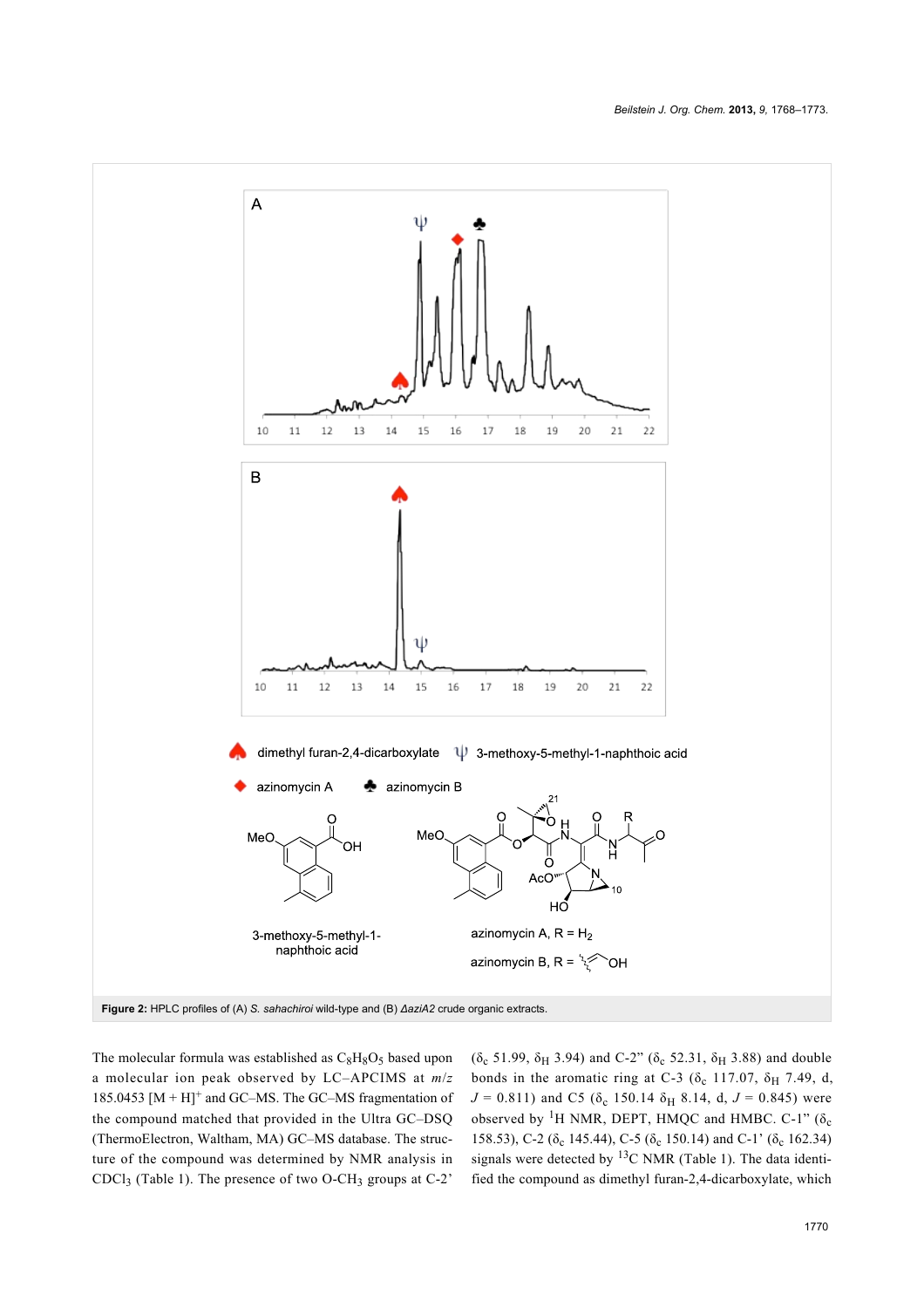**Figure 2:** HPLC profiles of (A) *S. sahachiroi* wild-type and (B) *ΔaziA2* crude organic extracts.

The molecular formula was established as $C_8H_8O_5$ based upon a molecular ion peak observed by LC–APCIMS at *m/z* 185.0453 $[M + H]^+$ and GC–MS. The GC–MS fragmentation of the compound matched that provided in the Ultra GC–DSQ (ThermoElectron, Waltham, MA) GC–MS database. The structure of the compound was determined by NMR analysis in $CDCl_3$ (Table 1). The presence of two O-$CH_3$ groups at C-2' ($\delta_c$ 51.99, $\delta_H$ 3.94) and C-2'' ($\delta_c$ 52.31, $\delta_H$ 3.88) and double bonds in the aromatic ring at C-3 ($\delta_c$ 117.07, $\delta_H$ 7.49, d, $J$ = 0.811) and C5 ($\delta_c$ 150.14 $\delta_H$ 8.14, d, $J$ = 0.845) were observed by $^1$H NMR, DEPT, HMQC and HMBC. C-1'' ($\delta_c$ 158.53), C-2 ($\delta_c$ 145.44), C-5 ($\delta_c$ 150.14) and C-1' ($\delta_c$ 162.34) signals were detected by $^{13}$C NMR (Table 1). The data identified the compound as dimethyl furan-2,4-dicarboxylate, which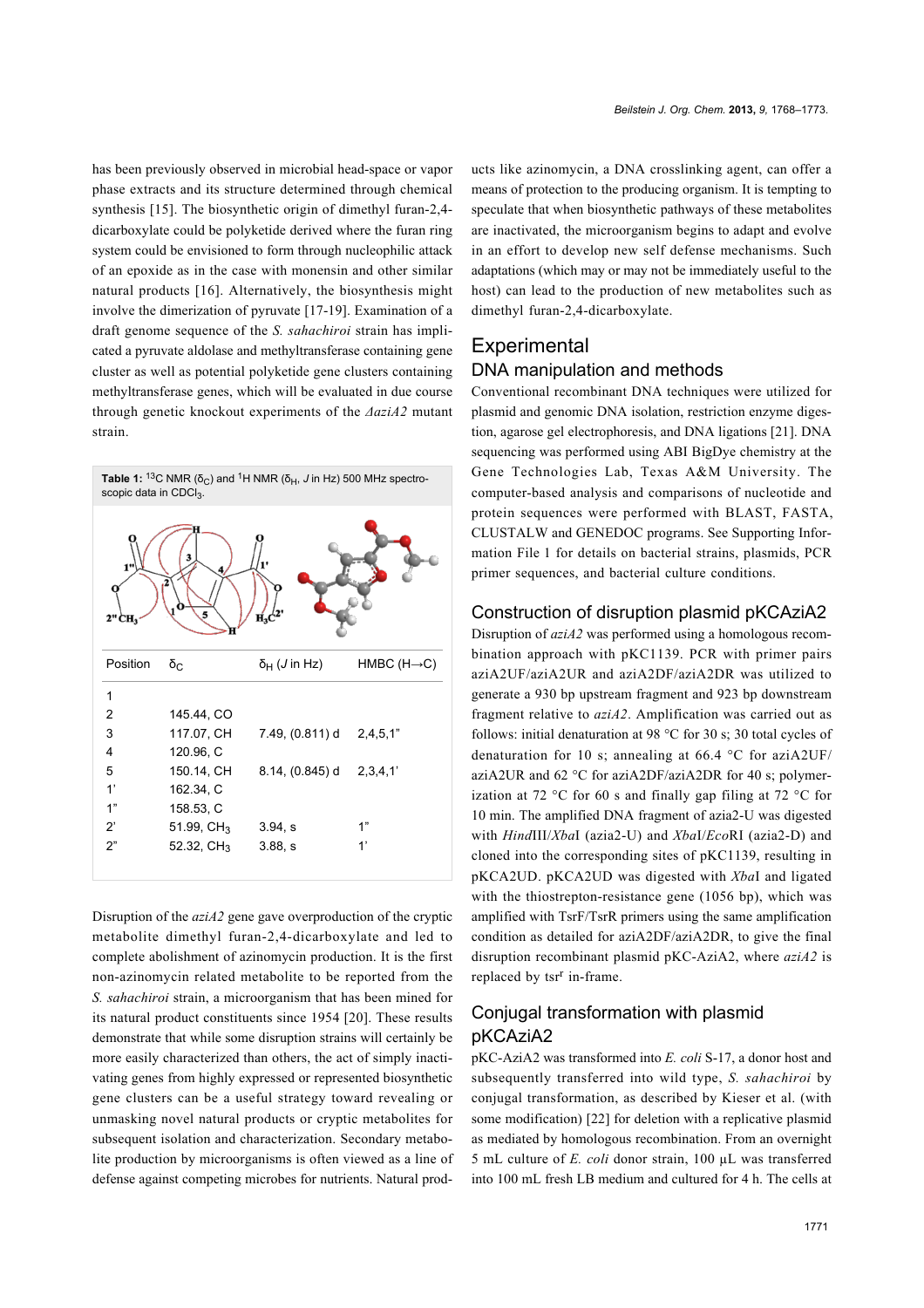has been previously observed in microbial head-space or vapor phase extracts and its structure determined through chemical synthesis [15]. The biosynthetic origin of dimethyl furan-2,4-dicarboxylate could be polyketide derived where the furan ring system could be envisioned to form through nucleophilic attack of an epoxide as in the case with monensin and other similar natural products [16]. Alternatively, the biosynthesis might involve the dimerization of pyruvate [17-19]. Examination of a draft genome sequence of the *S. sahachiroi* strain has implicated a pyruvate aldolase and methyltransferase containing gene cluster as well as potential polyketide gene clusters containing methyltransferase genes, which will be evaluated in due course through genetic knockout experiments of the *ΔaziA2* mutant strain.

**Table 1:** $^{13}$C NMR ($\delta_C$) and $^1$H NMR ($\delta_H$, $J$ in Hz) 500 MHz spectroscopic data in $CDCl_3$.

| Position | $\delta_C$ | $\delta_H$ ($J$ in Hz) | HMBC (H→C) |
|---|---|---|---|
| 1 | | | |
| 2 | 145.44, CO | | |
| 3 | 117.07, CH | 7.49, (0.811) d | 2,4,5,1" |
| 4 | 120.96, C | | |
| 5 | 150.14, CH | 8.14, (0.845) d | 2,3,4,1' |
| 1' | 162.34, C | | |
| 1" | 158.53, C | | |
| 2' | 51.99, $CH_3$ | 3.94, s | 1" |
| 2" | 52.32, $CH_3$ | 3.88, s | 1' |

Disruption of the *aziA2* gene gave overproduction of the cryptic metabolite dimethyl furan-2,4-dicarboxylate and led to complete abolishment of azinomycin production. It is the first non-azinomycin related metabolite to be reported from the *S. sahachiroi* strain, a microorganism that has been mined for its natural product constituents since 1954 [20]. These results demonstrate that while some disruption strains will certainly be more easily characterized than others, the act of simply inactivating genes from highly expressed or represented biosynthetic gene clusters can be a useful strategy toward revealing or unmasking novel natural products or cryptic metabolites for subsequent isolation and characterization. Secondary metabolite production by microorganisms is often viewed as a line of defense against competing microbes for nutrients. Natural products like azinomycin, a DNA crosslinking agent, can offer a means of protection to the producing organism. It is tempting to speculate that when biosynthetic pathways of these metabolites are inactivated, the microorganism begins to adapt and evolve in an effort to develop new self defense mechanisms. Such adaptations (which may or may not be immediately useful to the host) can lead to the production of new metabolites such as dimethyl furan-2,4-dicarboxylate.

# Experimental

## DNA manipulation and methods

Conventional recombinant DNA techniques were utilized for plasmid and genomic DNA isolation, restriction enzyme digestion, agarose gel electrophoresis, and DNA ligations [21]. DNA sequencing was performed using ABI BigDye chemistry at the Gene Technologies Lab, Texas A&M University. The computer-based analysis and comparisons of nucleotide and protein sequences were performed with BLAST, FASTA, CLUSTALW and GENEDOC programs. See Supporting Information File 1 for details on bacterial strains, plasmids, PCR primer sequences, and bacterial culture conditions.

## Construction of disruption plasmid pKCAziA2

Disruption of *aziA2* was performed using a homologous recombination approach with pKC1139. PCR with primer pairs aziA2UF/aziA2UR and aziA2DF/aziA2DR was utilized to generate a 930 bp upstream fragment and 923 bp downstream fragment relative to *aziA2*. Amplification was carried out as follows: initial denaturation at 98 °C for 30 s; 30 total cycles of denaturation for 10 s; annealing at 66.4 °C for aziA2UF/aziA2UR and 62 °C for aziA2DF/aziA2DR for 40 s; polymerization at 72 °C for 60 s and finally gap filing at 72 °C for 10 min. The amplified DNA fragment of azia2-U was digested with *Hin*dIII/*Xba*I (azia2-U) and *Xba*I/*Eco*RI (azia2-D) and cloned into the corresponding sites of pKC1139, resulting in pKCA2UD. pKCA2UD was digested with *Xba*I and ligated with the thiostrepton-resistance gene (1056 bp), which was amplified with TsrF/TsrR primers using the same amplification condition as detailed for aziA2DF/aziA2DR, to give the final disruption recombinant plasmid pKC-AziA2, where *aziA2* is replaced by tsr$^r$ in-frame.

## Conjugal transformation with plasmid pKCAziA2

pKC-AziA2 was transformed into *E. coli* S-17, a donor host and subsequently transferred into wild type, *S. sahachiroi* by conjugal transformation, as described by Kieser et al. (with some modification) [22] for deletion with a replicative plasmid as mediated by homologous recombination. From an overnight 5 mL culture of *E. coli* donor strain, 100 µL was transferred into 100 mL fresh LB medium and cultured for 4 h. The cells at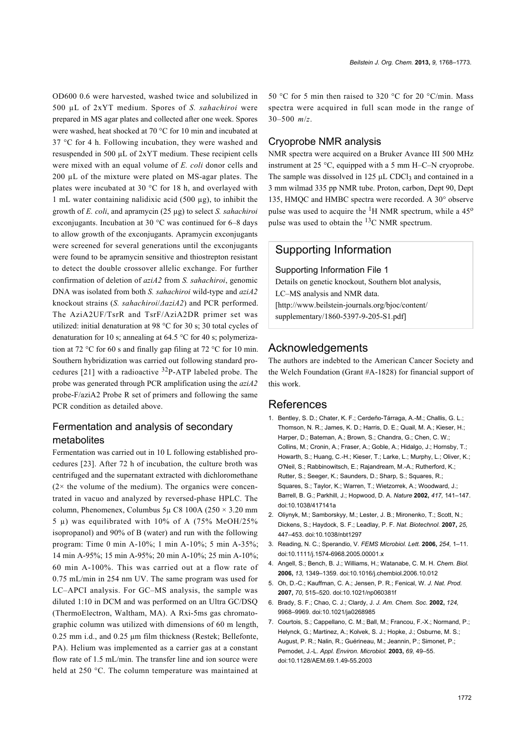OD600 0.6 were harvested, washed twice and solubilized in 500 µL of 2xYT medium. Spores of *S. sahachiroi* were prepared in MS agar plates and collected after one week. Spores were washed, heat shocked at 70 °C for 10 min and incubated at 37 °C for 4 h. Following incubation, they were washed and resuspended in 500 µL of 2xYT medium. These recipient cells were mixed with an equal volume of *E. coli* donor cells and 200 µL of the mixture were plated on MS-agar plates. The plates were incubated at 30 °C for 18 h, and overlayed with 1 mL water containing nalidixic acid (500 µg), to inhibit the growth of *E. coli*, and apramycin (25 µg) to select *S. sahachiroi* exconjugants. Incubation at 30 °C was continued for 6–8 days to allow growth of the exconjugants. Apramycin exconjugants were screened for several generations until the exconjugants were found to be apramycin sensitive and thiostrepton resistant to detect the double crossover allelic exchange. For further confirmation of deletion of *aziA2* from *S. sahachiroi*, genomic DNA was isolated from both *S. sahachiroi* wild-type and *aziA2* knockout strains (*S. sahachiroi*/*ΔaziA2*) and PCR performed. The AziA2UF/TsrR and TsrF/AziA2DR primer set was utilized: initial denaturation at 98 °C for 30 s; 30 total cycles of denaturation for 10 s; annealing at 64.5 °C for 40 s; polymerization at 72 °C for 60 s and finally gap filing at 72 °C for 10 min. Southern hybridization was carried out following standard procedures [21] with a radioactive $^{32}$P-ATP labeled probe. The probe was generated through PCR amplification using the *aziA2* probe-F/aziA2 Probe R set of primers and following the same PCR condition as detailed above.

## Fermentation and analysis of secondary metabolites

Fermentation was carried out in 10 L following established procedures [23]. After 72 h of incubation, the culture broth was centrifuged and the supernatant extracted with dichloromethane (2× the volume of the medium). The organics were concentrated in vacuo and analyzed by reversed-phase HPLC. The column, Phenomenex, Columbus 5µ C8 100A (250 × 3.20 mm 5 µ) was equilibrated with 10% of A (75% MeOH/25% isopropanol) and 90% of B (water) and run with the following program: Time 0 min A-10%; 1 min A-10%; 5 min A-35%; 14 min A-95%; 15 min A-95%; 20 min A-10%; 25 min A-10%; 60 min A-100%. This was carried out at a flow rate of 0.75 mL/min in 254 nm UV. The same program was used for LC–APCI analysis. For GC–MS analysis, the sample was diluted 1:10 in DCM and was performed on an Ultra GC/DSQ (ThermoElectron, Waltham, MA). A Rxi-5ms gas chromatographic column was utilized with dimensions of 60 m length, 0.25 mm i.d., and 0.25 µm film thickness (Restek; Bellefonte, PA). Helium was implemented as a carrier gas at a constant flow rate of 1.5 mL/min. The transfer line and ion source were held at 250 °C. The column temperature was maintained at 50 °C for 5 min then raised to 320 °C for 20 °C/min. Mass spectra were acquired in full scan mode in the range of 30–500 *m*/*z*.

## Cryoprobe NMR analysis

NMR spectra were acquired on a Bruker Avance III 500 MHz instrument at 25 °C, equipped with a 5 mm H–C–N cryoprobe. The sample was dissolved in 125 µL $CDCl_3$ and contained in a 3 mm wilmad 335 pp NMR tube. Proton, carbon, Dept 90, Dept 135, HMQC and HMBC spectra were recorded. A 30° observe pulse was used to acquire the $^{1}$H NMR spectrum, while a 45° pulse was used to obtain the $^{13}$C NMR spectrum.

# Supporting Information

Supporting Information File 1
Details on genetic knockout, Southern blot analysis, LC–MS analysis and NMR data.
[http://www.beilstein-journals.org/bjoc/content/supplementary/1860-5397-9-205-S1.pdf]

# Acknowledgements

The authors are indebted to the American Cancer Society and the Welch Foundation (Grant #A-1828) for financial support of this work.

# References

1. Bentley, S. D.; Chater, K. F.; Cerdeño-Tárraga, A.-M.; Challis, G. L.; Thomson, N. R.; James, K. D.; Harris, D. E.; Quail, M. A.; Kieser, H.; Harper, D.; Bateman, A.; Brown, S.; Chandra, G.; Chen, C. W.; Collins, M.; Cronin, A.; Fraser, A.; Goble, A.; Hidalgo, J.; Hornsby, T.; Howarth, S.; Huang, C.-H.; Kieser, T.; Larke, L.; Murphy, L.; Oliver, K.; O'Neil, S.; Rabbinowitsch, E.; Rajandream, M.-A.; Rutherford, K.; Rutter, S.; Seeger, K.; Saunders, D.; Sharp, S.; Squares, R.; Squares, S.; Taylor, K.; Warren, T.; Wietzorrek, A.; Woodward, J.; Barrell, B. G.; Parkhill, J.; Hopwood, D. A. *Nature* **2002,** *417,* 141–147. doi:10.1038/417141a
2. Oliynyk, M.; Samborskyy, M.; Lester, J. B.; Mironenko, T.; Scott, N.; Dickens, S.; Haydock, S. F.; Leadlay, P. F. *Nat. Biotechnol.* **2007,** *25,* 447–453. doi:10.1038/nbt1297
3. Reading, N. C.; Sperandio, V. *FEMS Microbiol. Lett.* **2006,** *254,* 1–11. doi:10.1111/j.1574-6968.2005.00001.x
4. Angell, S.; Bench, B. J.; Williams, H.; Watanabe, C. M. H. *Chem. Biol.* **2006,** *13,* 1349–1359. doi:10.1016/j.chembiol.2006.10.012
5. Oh, D.-C.; Kauffman, C. A.; Jensen, P. R.; Fenical, W. *J. Nat. Prod.* **2007,** *70,* 515–520. doi:10.1021/np060381f
6. Brady, S. F.; Chao, C. J.; Clardy, J. *J. Am. Chem. Soc.* **2002,** *124,* 9968–9969. doi:10.1021/ja0268985
7. Courtois, S.; Cappellano, C. M.; Ball, M.; Francou, F.-X.; Normand, P.; Helynck, G.; Martinez, A.; Kolvek, S. J.; Hopke, J.; Osburne, M. S.; August, P. R.; Nalin, R.; Guérineau, M.; Jeannin, P.; Simonet, P.; Pernodet, J.-L. *Appl. Environ. Microbiol.* **2003,** *69,* 49–55. doi:10.1128/AEM.69.1.49-55.2003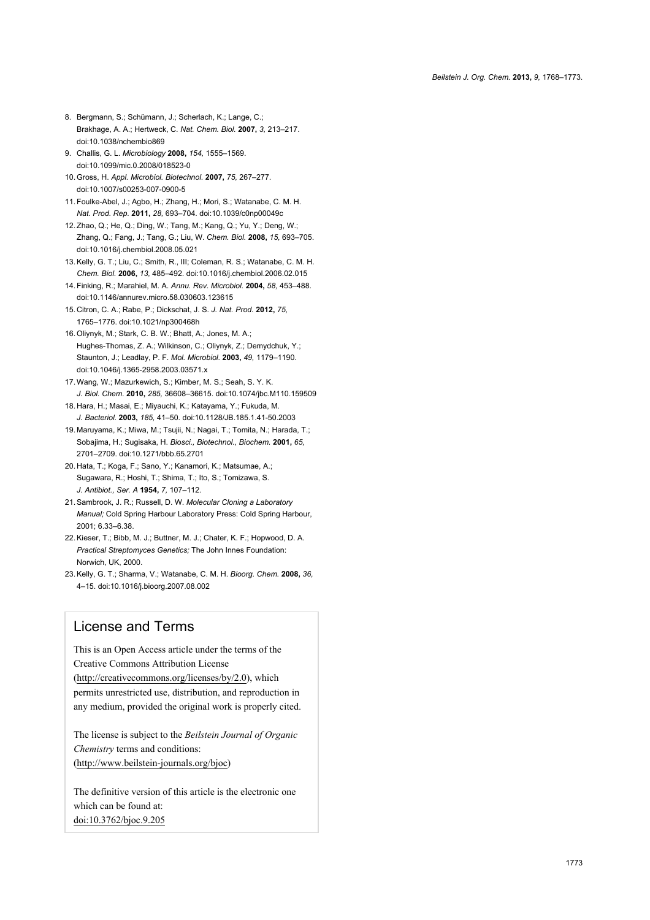8. Bergmann, S.; Schümann, J.; Scherlach, K.; Lange, C.; Brakhage, A. A.; Hertweck, C. *Nat. Chem. Biol.* **2007,** *3,* 213–217. doi:10.1038/nchembio869
9. Challis, G. L. *Microbiology* **2008,** *154,* 1555–1569. doi:10.1099/mic.0.2008/018523-0
10. Gross, H. *Appl. Microbiol. Biotechnol.* **2007,** *75,* 267–277. doi:10.1007/s00253-007-0900-5
11. Foulke-Abel, J.; Agbo, H.; Zhang, H.; Mori, S.; Watanabe, C. M. H. *Nat. Prod. Rep.* **2011,** *28,* 693–704. doi:10.1039/c0np00049c
12. Zhao, Q.; He, Q.; Ding, W.; Tang, M.; Kang, Q.; Yu, Y.; Deng, W.; Zhang, Q.; Fang, J.; Tang, G.; Liu, W. *Chem. Biol.* **2008,** *15,* 693–705. doi:10.1016/j.chembiol.2008.05.021
13. Kelly, G. T.; Liu, C.; Smith, R., III; Coleman, R. S.; Watanabe, C. M. H. *Chem. Biol.* **2006,** *13,* 485–492. doi:10.1016/j.chembiol.2006.02.015
14. Finking, R.; Marahiel, M. A. *Annu. Rev. Microbiol.* **2004,** *58,* 453–488. doi:10.1146/annurev.micro.58.030603.123615
15. Citron, C. A.; Rabe, P.; Dickschat, J. S. *J. Nat. Prod.* **2012,** *75,* 1765–1776. doi:10.1021/np300468h
16. Oliynyk, M.; Stark, C. B. W.; Bhatt, A.; Jones, M. A.; Hughes-Thomas, Z. A.; Wilkinson, C.; Oliynyk, Z.; Demydchuk, Y.; Staunton, J.; Leadlay, P. F. *Mol. Microbiol.* **2003,** *49,* 1179–1190. doi:10.1046/j.1365-2958.2003.03571.x
17. Wang, W.; Mazurkewich, S.; Kimber, M. S.; Seah, S. Y. K. *J. Biol. Chem.* **2010,** *285,* 36608–36615. doi:10.1074/jbc.M110.159509
18. Hara, H.; Masai, E.; Miyauchi, K.; Katayama, Y.; Fukuda, M. *J. Bacteriol.* **2003,** *185,* 41–50. doi:10.1128/JB.185.1.41-50.2003
19. Maruyama, K.; Miwa, M.; Tsujii, N.; Nagai, T.; Tomita, N.; Harada, T.; Sobajima, H.; Sugisaka, H. *Biosci., Biotechnol., Biochem.* **2001,** *65,* 2701–2709. doi:10.1271/bbb.65.2701
20. Hata, T.; Koga, F.; Sano, Y.; Kanamori, K.; Matsumae, A.; Sugawara, R.; Hoshi, T.; Shima, T.; Ito, S.; Tomizawa, S. *J. Antibiot., Ser. A* **1954,** *7,* 107–112.
21. Sambrook, J. R.; Russell, D. W. *Molecular Cloning a Laboratory Manual;* Cold Spring Harbour Laboratory Press: Cold Spring Harbour, 2001; 6.33–6.38.
22. Kieser, T.; Bibb, M. J.; Buttner, M. J.; Chater, K. F.; Hopwood, D. A. *Practical Streptomyces Genetics;* The John Innes Foundation: Norwich, UK, 2000.
23. Kelly, G. T.; Sharma, V.; Watanabe, C. M. H. *Bioorg. Chem.* **2008,** *36,* 4–15. doi:10.1016/j.bioorg.2007.08.002

## License and Terms

This is an Open Access article under the terms of the Creative Commons Attribution License (http://creativecommons.org/licenses/by/2.0), which permits unrestricted use, distribution, and reproduction in any medium, provided the original work is properly cited.

The license is subject to the *Beilstein Journal of Organic Chemistry* terms and conditions: (http://www.beilstein-journals.org/bjoc)

The definitive version of this article is the electronic one which can be found at: doi:10.3762/bjoc.9.205